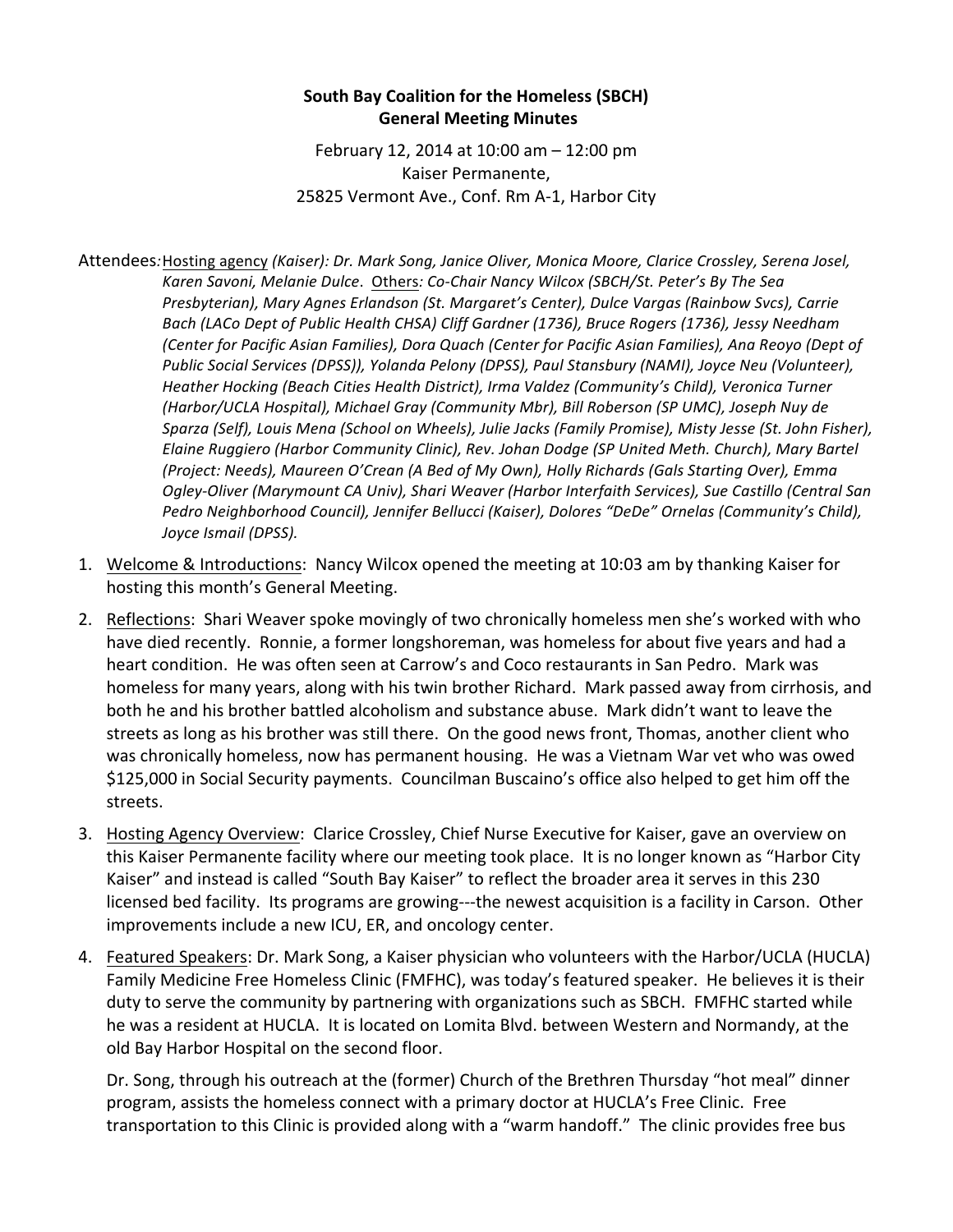**South Bay Coalition for the Homeless (SBCH)**
**General Meeting Minutes**

February 12, 2014 at 10:00 am – 12:00 pm
Kaiser Permanente,
25825 Vermont Ave., Conf. Rm A-1, Harbor City

Attendees: Hosting agency *(Kaiser): Dr. Mark Song, Janice Oliver, Monica Moore, Clarice Crossley, Serena Josel, Karen Savoni, Melanie Dulce*. Others*: Co-Chair Nancy Wilcox (SBCH/St. Peter's By The Sea Presbyterian), Mary Agnes Erlandson (St. Margaret's Center), Dulce Vargas (Rainbow Svcs), Carrie Bach (LACo Dept of Public Health CHSA) Cliff Gardner (1736), Bruce Rogers (1736), Jessy Needham (Center for Pacific Asian Families), Dora Quach (Center for Pacific Asian Families), Ana Reoyo (Dept of Public Social Services (DPSS)), Yolanda Pelony (DPSS), Paul Stansbury (NAMI), Joyce Neu (Volunteer), Heather Hocking (Beach Cities Health District), Irma Valdez (Community's Child), Veronica Turner (Harbor/UCLA Hospital), Michael Gray (Community Mbr), Bill Roberson (SP UMC), Joseph Nuy de Sparza (Self), Louis Mena (School on Wheels), Julie Jacks (Family Promise), Misty Jesse (St. John Fisher), Elaine Ruggiero (Harbor Community Clinic), Rev. Johan Dodge (SP United Meth. Church), Mary Bartel (Project: Needs), Maureen O'Crean (A Bed of My Own), Holly Richards (Gals Starting Over), Emma Ogley-Oliver (Marymount CA Univ), Shari Weaver (Harbor Interfaith Services), Sue Castillo (Central San Pedro Neighborhood Council), Jennifer Bellucci (Kaiser), Dolores "DeDe" Ornelas (Community's Child), Joyce Ismail (DPSS).*

1. Welcome & Introductions: Nancy Wilcox opened the meeting at 10:03 am by thanking Kaiser for hosting this month's General Meeting.
2. Reflections: Shari Weaver spoke movingly of two chronically homeless men she's worked with who have died recently. Ronnie, a former longshoreman, was homeless for about five years and had a heart condition. He was often seen at Carrow's and Coco restaurants in San Pedro. Mark was homeless for many years, along with his twin brother Richard. Mark passed away from cirrhosis, and both he and his brother battled alcoholism and substance abuse. Mark didn't want to leave the streets as long as his brother was still there. On the good news front, Thomas, another client who was chronically homeless, now has permanent housing. He was a Vietnam War vet who was owed $125,000 in Social Security payments. Councilman Buscaino's office also helped to get him off the streets.
3. Hosting Agency Overview: Clarice Crossley, Chief Nurse Executive for Kaiser, gave an overview on this Kaiser Permanente facility where our meeting took place. It is no longer known as "Harbor City Kaiser" and instead is called "South Bay Kaiser" to reflect the broader area it serves in this 230 licensed bed facility. Its programs are growing---the newest acquisition is a facility in Carson. Other improvements include a new ICU, ER, and oncology center.
4. Featured Speakers: Dr. Mark Song, a Kaiser physician who volunteers with the Harbor/UCLA (HUCLA) Family Medicine Free Homeless Clinic (FMFHC), was today's featured speaker. He believes it is their duty to serve the community by partnering with organizations such as SBCH. FMFHC started while he was a resident at HUCLA. It is located on Lomita Blvd. between Western and Normandy, at the old Bay Harbor Hospital on the second floor.

   Dr. Song, through his outreach at the (former) Church of the Brethren Thursday "hot meal" dinner program, assists the homeless connect with a primary doctor at HUCLA's Free Clinic. Free transportation to this Clinic is provided along with a "warm handoff." The clinic provides free bus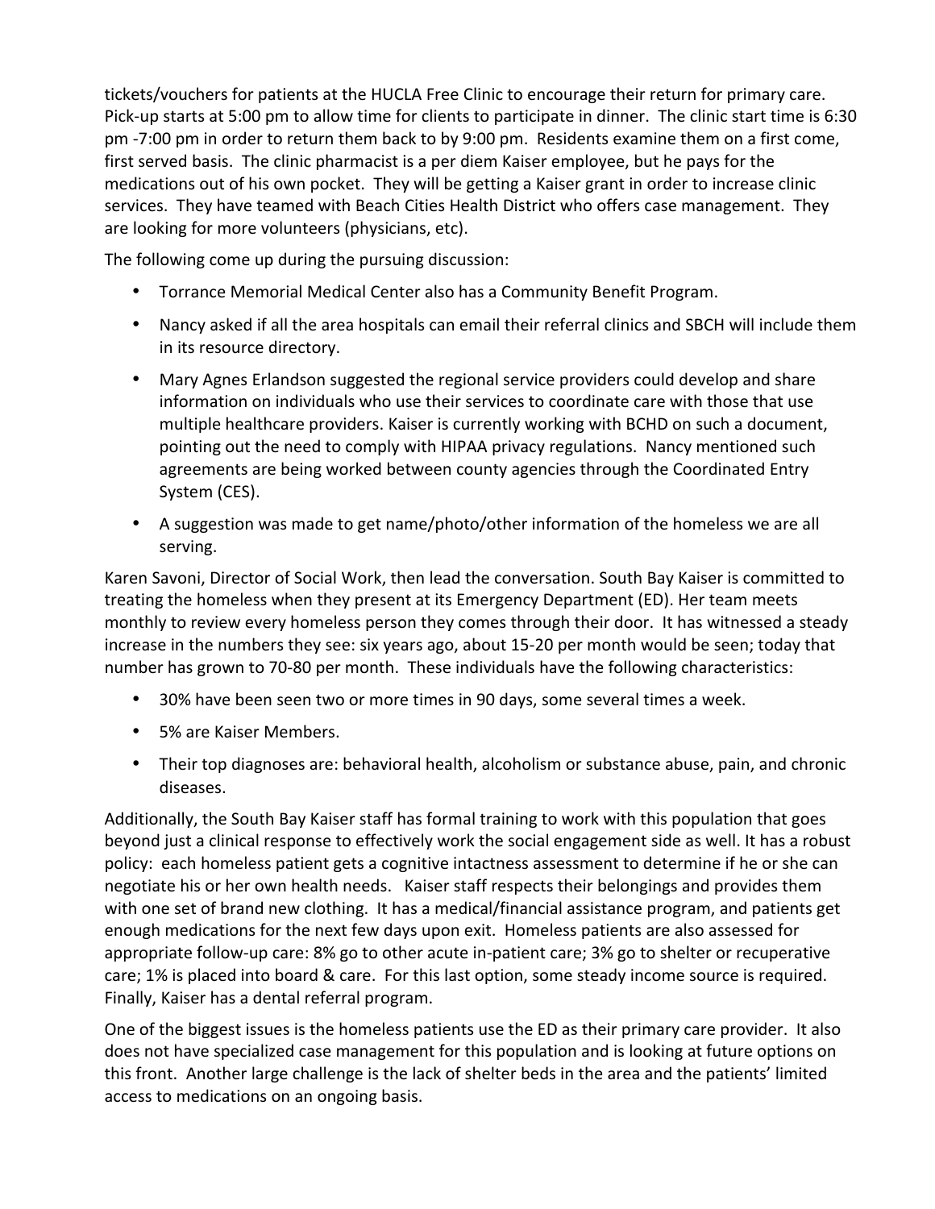tickets/vouchers for patients at the HUCLA Free Clinic to encourage their return for primary care. Pick-up starts at 5:00 pm to allow time for clients to participate in dinner. The clinic start time is 6:30 pm -7:00 pm in order to return them back to by 9:00 pm. Residents examine them on a first come, first served basis. The clinic pharmacist is a per diem Kaiser employee, but he pays for the medications out of his own pocket. They will be getting a Kaiser grant in order to increase clinic services. They have teamed with Beach Cities Health District who offers case management. They are looking for more volunteers (physicians, etc).

The following come up during the pursuing discussion:

- Torrance Memorial Medical Center also has a Community Benefit Program.
- Nancy asked if all the area hospitals can email their referral clinics and SBCH will include them in its resource directory.
- Mary Agnes Erlandson suggested the regional service providers could develop and share information on individuals who use their services to coordinate care with those that use multiple healthcare providers. Kaiser is currently working with BCHD on such a document, pointing out the need to comply with HIPAA privacy regulations. Nancy mentioned such agreements are being worked between county agencies through the Coordinated Entry System (CES).
- A suggestion was made to get name/photo/other information of the homeless we are all serving.

Karen Savoni, Director of Social Work, then lead the conversation. South Bay Kaiser is committed to treating the homeless when they present at its Emergency Department (ED). Her team meets monthly to review every homeless person they comes through their door. It has witnessed a steady increase in the numbers they see: six years ago, about 15-20 per month would be seen; today that number has grown to 70-80 per month. These individuals have the following characteristics:

- 30% have been seen two or more times in 90 days, some several times a week.
- 5% are Kaiser Members.
- Their top diagnoses are: behavioral health, alcoholism or substance abuse, pain, and chronic diseases.

Additionally, the South Bay Kaiser staff has formal training to work with this population that goes beyond just a clinical response to effectively work the social engagement side as well. It has a robust policy: each homeless patient gets a cognitive intactness assessment to determine if he or she can negotiate his or her own health needs. Kaiser staff respects their belongings and provides them with one set of brand new clothing. It has a medical/financial assistance program, and patients get enough medications for the next few days upon exit. Homeless patients are also assessed for appropriate follow-up care: 8% go to other acute in-patient care; 3% go to shelter or recuperative care; 1% is placed into board & care. For this last option, some steady income source is required. Finally, Kaiser has a dental referral program.

One of the biggest issues is the homeless patients use the ED as their primary care provider. It also does not have specialized case management for this population and is looking at future options on this front. Another large challenge is the lack of shelter beds in the area and the patients' limited access to medications on an ongoing basis.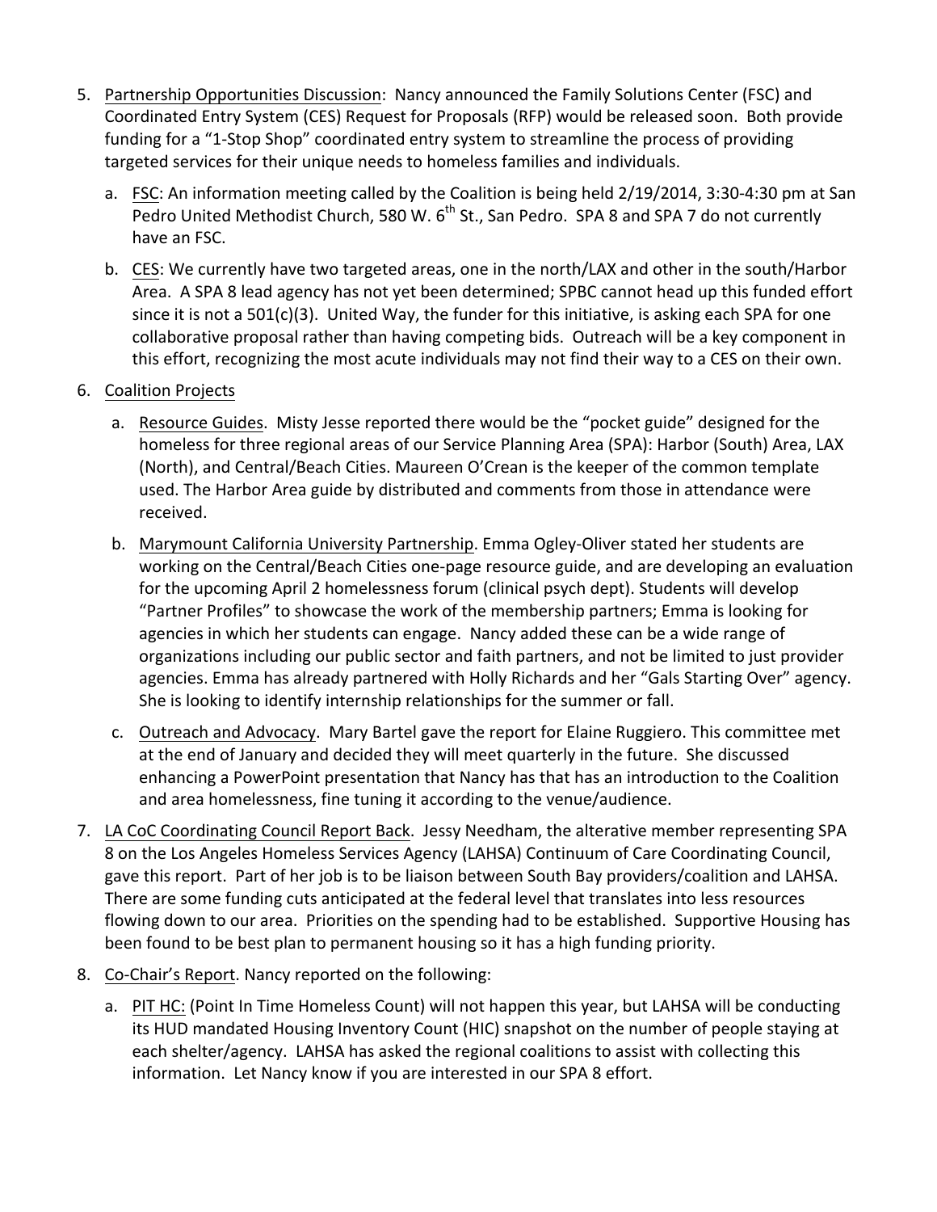5. Partnership Opportunities Discussion: Nancy announced the Family Solutions Center (FSC) and Coordinated Entry System (CES) Request for Proposals (RFP) would be released soon. Both provide funding for a "1-Stop Shop" coordinated entry system to streamline the process of providing targeted services for their unique needs to homeless families and individuals.

   a. FSC: An information meeting called by the Coalition is being held 2/19/2014, 3:30-4:30 pm at San Pedro United Methodist Church, 580 W. 6th St., San Pedro. SPA 8 and SPA 7 do not currently have an FSC.

   b. CES: We currently have two targeted areas, one in the north/LAX and other in the south/Harbor Area. A SPA 8 lead agency has not yet been determined; SPBC cannot head up this funded effort since it is not a 501(c)(3). United Way, the funder for this initiative, is asking each SPA for one collaborative proposal rather than having competing bids. Outreach will be a key component in this effort, recognizing the most acute individuals may not find their way to a CES on their own.

6. Coalition Projects

   a. Resource Guides. Misty Jesse reported there would be the "pocket guide" designed for the homeless for three regional areas of our Service Planning Area (SPA): Harbor (South) Area, LAX (North), and Central/Beach Cities. Maureen O'Crean is the keeper of the common template used. The Harbor Area guide by distributed and comments from those in attendance were received.

   b. Marymount California University Partnership. Emma Ogley-Oliver stated her students are working on the Central/Beach Cities one-page resource guide, and are developing an evaluation for the upcoming April 2 homelessness forum (clinical psych dept). Students will develop "Partner Profiles" to showcase the work of the membership partners; Emma is looking for agencies in which her students can engage. Nancy added these can be a wide range of organizations including our public sector and faith partners, and not be limited to just provider agencies. Emma has already partnered with Holly Richards and her "Gals Starting Over" agency. She is looking to identify internship relationships for the summer or fall.

   c. Outreach and Advocacy. Mary Bartel gave the report for Elaine Ruggiero. This committee met at the end of January and decided they will meet quarterly in the future. She discussed enhancing a PowerPoint presentation that Nancy has that has an introduction to the Coalition and area homelessness, fine tuning it according to the venue/audience.

7. LA CoC Coordinating Council Report Back. Jessy Needham, the alterative member representing SPA 8 on the Los Angeles Homeless Services Agency (LAHSA) Continuum of Care Coordinating Council, gave this report. Part of her job is to be liaison between South Bay providers/coalition and LAHSA. There are some funding cuts anticipated at the federal level that translates into less resources flowing down to our area. Priorities on the spending had to be established. Supportive Housing has been found to be best plan to permanent housing so it has a high funding priority.

8. Co-Chair's Report. Nancy reported on the following:

   a. PIT HC: (Point In Time Homeless Count) will not happen this year, but LAHSA will be conducting its HUD mandated Housing Inventory Count (HIC) snapshot on the number of people staying at each shelter/agency. LAHSA has asked the regional coalitions to assist with collecting this information. Let Nancy know if you are interested in our SPA 8 effort.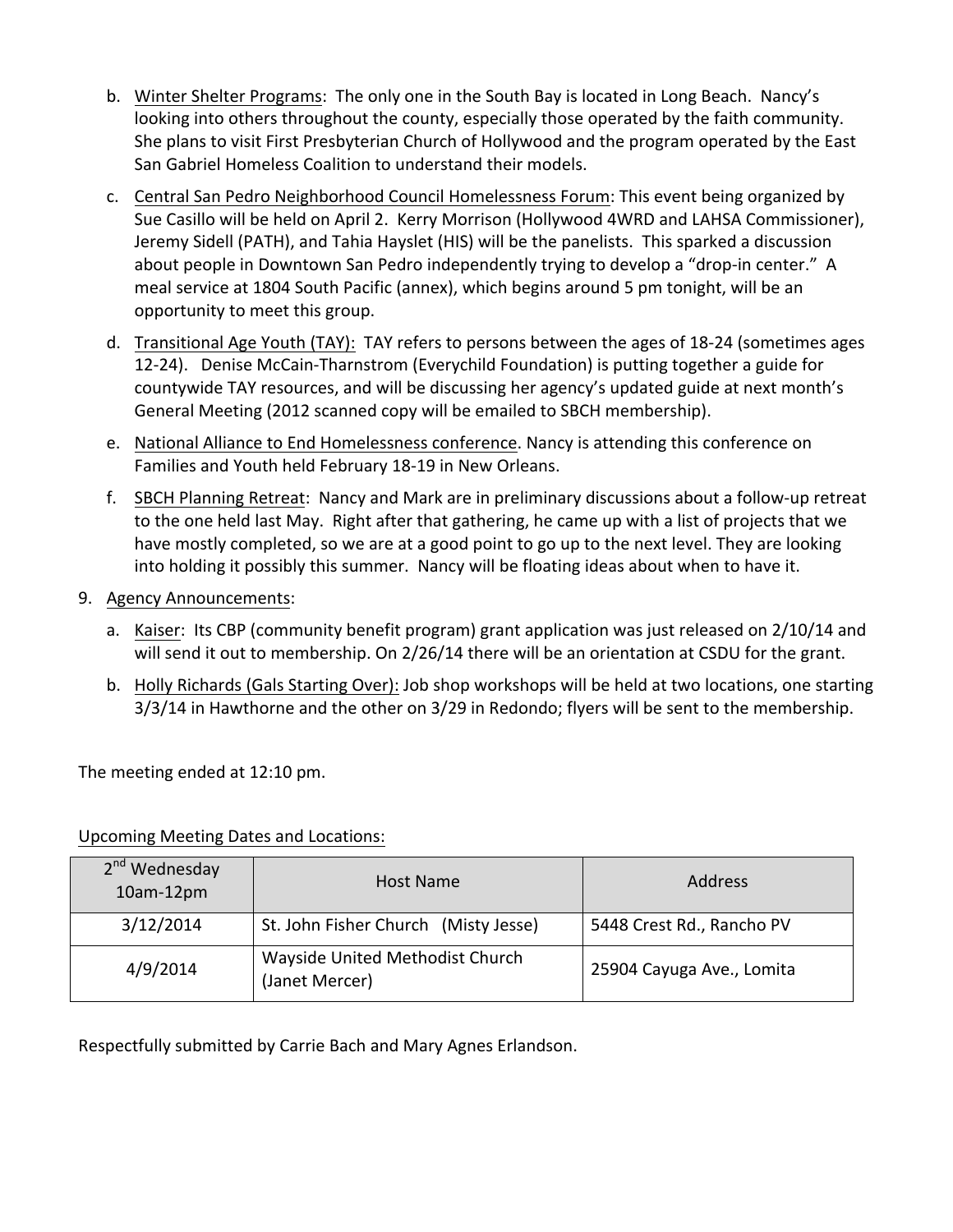b. Winter Shelter Programs: The only one in the South Bay is located in Long Beach. Nancy's looking into others throughout the county, especially those operated by the faith community. She plans to visit First Presbyterian Church of Hollywood and the program operated by the East San Gabriel Homeless Coalition to understand their models.

c. Central San Pedro Neighborhood Council Homelessness Forum: This event being organized by Sue Casillo will be held on April 2. Kerry Morrison (Hollywood 4WRD and LAHSA Commissioner), Jeremy Sidell (PATH), and Tahia Hayslet (HIS) will be the panelists. This sparked a discussion about people in Downtown San Pedro independently trying to develop a "drop-in center." A meal service at 1804 South Pacific (annex), which begins around 5 pm tonight, will be an opportunity to meet this group.

d. Transitional Age Youth (TAY): TAY refers to persons between the ages of 18-24 (sometimes ages 12-24). Denise McCain-Tharnstrom (Everychild Foundation) is putting together a guide for countywide TAY resources, and will be discussing her agency's updated guide at next month's General Meeting (2012 scanned copy will be emailed to SBCH membership).

e. National Alliance to End Homelessness conference. Nancy is attending this conference on Families and Youth held February 18-19 in New Orleans.

f. SBCH Planning Retreat: Nancy and Mark are in preliminary discussions about a follow-up retreat to the one held last May. Right after that gathering, he came up with a list of projects that we have mostly completed, so we are at a good point to go up to the next level. They are looking into holding it possibly this summer. Nancy will be floating ideas about when to have it.

9. Agency Announcements:

   a. Kaiser: Its CBP (community benefit program) grant application was just released on 2/10/14 and will send it out to membership. On 2/26/14 there will be an orientation at CSDU for the grant.

   b. Holly Richards (Gals Starting Over): Job shop workshops will be held at two locations, one starting 3/3/14 in Hawthorne and the other on 3/29 in Redondo; flyers will be sent to the membership.

The meeting ended at 12:10 pm.

Upcoming Meeting Dates and Locations:

| 2nd Wednesday 10am-12pm | Host Name | Address |
|---|---|---|
| 3/12/2014 | St. John Fisher Church (Misty Jesse) | 5448 Crest Rd., Rancho PV |
| 4/9/2014 | Wayside United Methodist Church (Janet Mercer) | 25904 Cayuga Ave., Lomita |

Respectfully submitted by Carrie Bach and Mary Agnes Erlandson.